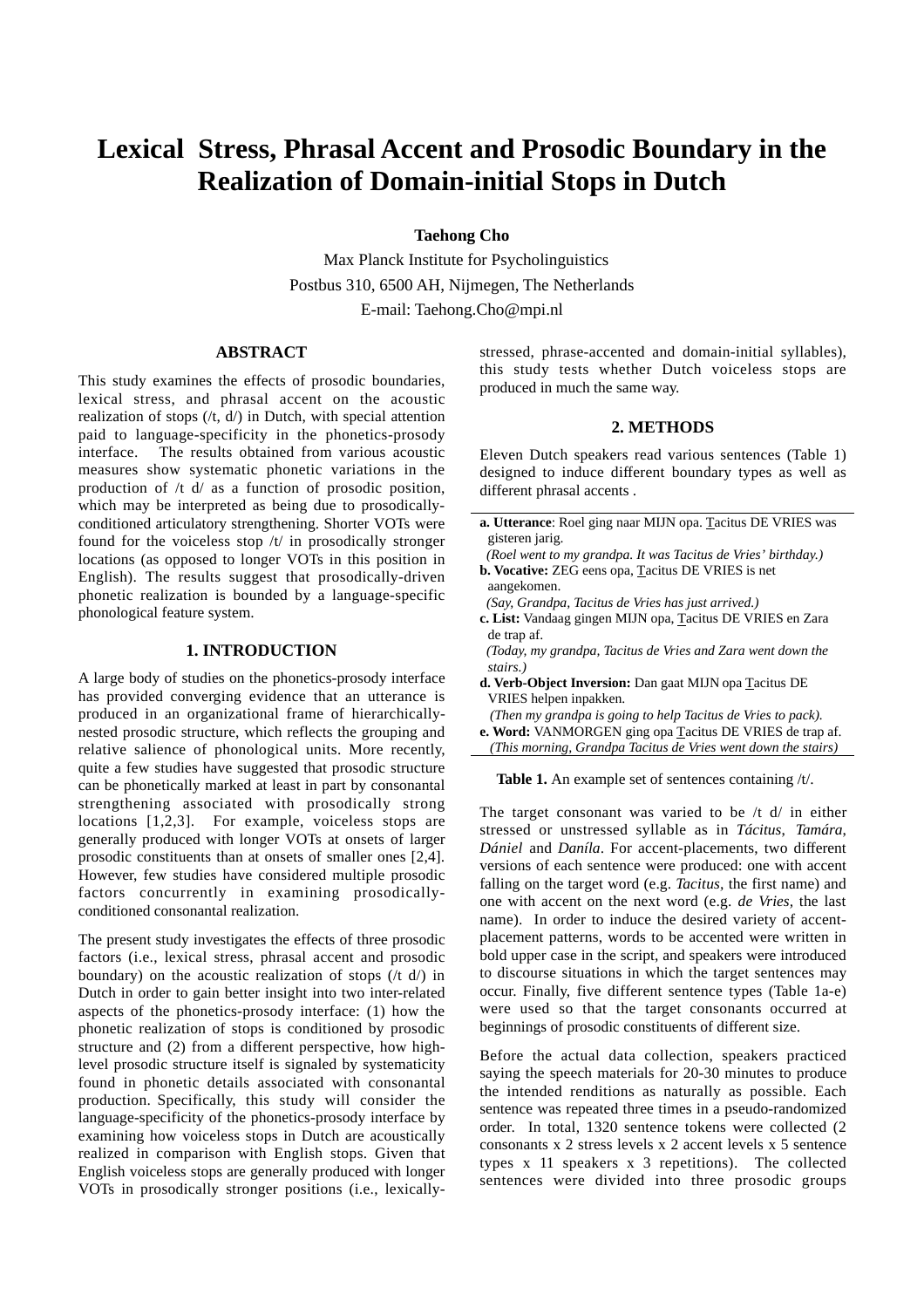# Lexical Stress, Phrasal Accent and Prosodic Boundary in the Realization of Domain-initial Stops in Dutch

**Taehong Cho**

Max Planck Institute for Psycholinguistics
Postbus 310, 6500 AH, Nijmegen, The Netherlands
E-mail: Taehong.Cho@mpi.nl

## ABSTRACT

This study examines the effects of prosodic boundaries, lexical stress, and phrasal accent on the acoustic realization of stops (/t, d/) in Dutch, with special attention paid to language-specificity in the phonetics-prosody interface. The results obtained from various acoustic measures show systematic phonetic variations in the production of /t d/ as a function of prosodic position, which may be interpreted as being due to prosodically-conditioned articulatory strengthening. Shorter VOTs were found for the voiceless stop /t/ in prosodically stronger locations (as opposed to longer VOTs in this position in English). The results suggest that prosodically-driven phonetic realization is bounded by a language-specific phonological feature system.

## 1. INTRODUCTION

A large body of studies on the phonetics-prosody interface has provided converging evidence that an utterance is produced in an organizational frame of hierarchically-nested prosodic structure, which reflects the grouping and relative salience of phonological units. More recently, quite a few studies have suggested that prosodic structure can be phonetically marked at least in part by consonantal strengthening associated with prosodically strong locations [1,2,3]. For example, voiceless stops are generally produced with longer VOTs at onsets of larger prosodic constituents than at onsets of smaller ones [2,4]. However, few studies have considered multiple prosodic factors concurrently in examining prosodically-conditioned consonantal realization.

The present study investigates the effects of three prosodic factors (i.e., lexical stress, phrasal accent and prosodic boundary) on the acoustic realization of stops (/t d/) in Dutch in order to gain better insight into two inter-related aspects of the phonetics-prosody interface: (1) how the phonetic realization of stops is conditioned by prosodic structure and (2) from a different perspective, how high-level prosodic structure itself is signaled by systematicity found in phonetic details associated with consonantal production. Specifically, this study will consider the language-specificity of the phonetics-prosody interface by examining how voiceless stops in Dutch are acoustically realized in comparison with English stops. Given that English voiceless stops are generally produced with longer VOTs in prosodically stronger positions (i.e., lexically-stressed, phrase-accented and domain-initial syllables), this study tests whether Dutch voiceless stops are produced in much the same way.

## 2. METHODS

Eleven Dutch speakers read various sentences (Table 1) designed to induce different boundary types as well as different phrasal accents .

**a. Utterance**: Roel ging naar MIJN opa. Tacitus DE VRIES was gisteren jarig.
*(Roel went to my grandpa. It was Tacitus de Vries' birthday.)*

**b. Vocative:** ZEG eens opa, Tacitus DE VRIES is net aangekomen.
*(Say, Grandpa, Tacitus de Vries has just arrived.)*

**c. List:** Vandaag gingen MIJN opa, Tacitus DE VRIES en Zara de trap af.
*(Today, my grandpa, Tacitus de Vries and Zara went down the stairs.)*

**d. Verb-Object Inversion:** Dan gaat MIJN opa Tacitus DE VRIES helpen inpakken.
*(Then my grandpa is going to help Tacitus de Vries to pack).*

**e. Word:** VANMORGEN ging opa Tacitus DE VRIES de trap af.
*(This morning, Grandpa Tacitus de Vries went down the stairs)*

**Table 1.** An example set of sentences containing /t/.

The target consonant was varied to be /t d/ in either stressed or unstressed syllable as in *Tácitus*, *Tamára*, *Dániel* and *Daníla*. For accent-placements, two different versions of each sentence were produced: one with accent falling on the target word (e.g. *Tacitus*, the first name) and one with accent on the next word (e.g. *de Vries*, the last name). In order to induce the desired variety of accent-placement patterns, words to be accented were written in bold upper case in the script, and speakers were introduced to discourse situations in which the target sentences may occur. Finally, five different sentence types (Table 1a-e) were used so that the target consonants occurred at beginnings of prosodic constituents of different size.

Before the actual data collection, speakers practiced saying the speech materials for 20-30 minutes to produce the intended renditions as naturally as possible. Each sentence was repeated three times in a pseudo-randomized order. In total, 1320 sentence tokens were collected (2 consonants x 2 stress levels x 2 accent levels x 5 sentence types x 11 speakers x 3 repetitions). The collected sentences were divided into three prosodic groups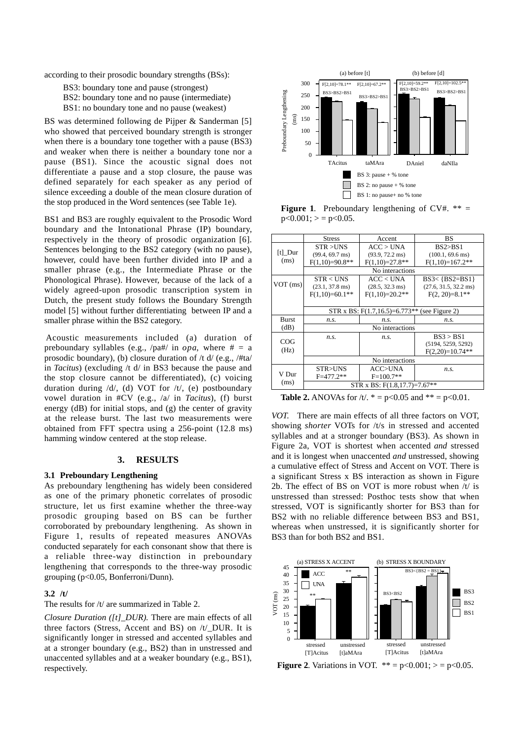according to their prosodic boundary strengths (BSs):

BS3: boundary tone and pause (strongest)
BS2: boundary tone and no pause (intermediate)
BS1: no boundary tone and no pause (weakest)

BS was determined following de Pijper & Sanderman [5] who showed that perceived boundary strength is stronger when there is a boundary tone together with a pause (BS3) and weaker when there is neither a boundary tone nor a pause (BS1). Since the acoustic signal does not differentiate a pause and a stop closure, the pause was defined separately for each speaker as any period of silence exceeding a double of the mean closure duration of the stop produced in the Word sentences (see Table 1e).

BS1 and BS3 are roughly equivalent to the Prosodic Word boundary and the Intonational Phrase (IP) boundary, respectively in the theory of prosodic organization [6]. Sentences belonging to the BS2 category (with no pause), however, could have been further divided into IP and a smaller phrase (e.g., the Intermediate Phrase or the Phonological Phrase). However, because of the lack of a widely agreed-upon prosodic transcription system in Dutch, the present study follows the Boundary Strength model [5] without further differentiating between IP and a smaller phrase within the BS2 category.

Acoustic measurements included (a) duration of preboundary syllables (e.g., /pa#/ in *opa*, where # = a prosodic boundary), (b) closure duration of /t d/ (e.g., /#ta/ in *Tacitus*) (excluding /t d/ in BS3 because the pause and the stop closure cannot be differentiated), (c) voicing duration during /d/, (d) VOT for /t/, (e) postboundary vowel duration in #CV (e.g., /a/ in *Tacitus*), (f) burst energy (dB) for initial stops, and (g) the center of gravity at the release burst. The last two measurements were obtained from FFT spectra using a 256-point (12.8 ms) hamming window centered at the stop release.

## 3. RESULTS

### 3.1 Preboundary Lengthening

As preboundary lengthening has widely been considered as one of the primary phonetic correlates of prosodic structure, let us first examine whether the three-way prosodic grouping based on BS can be further corroborated by preboundary lengthening. As shown in Figure 1, results of repeated measures ANOVAs conducted separately for each consonant show that there is a reliable three-way distinction in preboundary lengthening that corresponds to the three-way prosodic grouping ($p<0.05$, Bonferroni/Dunn).

### 3.2 /t/

The results for /t/ are summarized in Table 2.

*Closure Duration ([t]_DUR).* There are main effects of all three factors (Stress, Accent and BS) on /t/_DUR. It is significantly longer in stressed and accented syllables and at a stronger boundary (e.g., BS2) than in unstressed and unaccented syllables and at a weaker boundary (e.g., BS1), respectively.

**Figure 1**. Preboundary lengthening of CV#. ** = $p<0.001$; > = $p<0.05$.

| | Stress | Accent | BS |
|---|---|---|---|
| [t]_Dur (ms) | STR >UNS (99.4, 69.7 ms) $F(1,10)=90.8$** | ACC > UNA (93.9, 72.2 ms) $F(1,10)=27.8$** | BS2>BS1 (100.1, 69.6 ms) $F(1,10)=167.2$** |
| | No interactions | | |
| VOT (ms) | STR < UNS (23.1, 37.8 ms) $F(1,10)=60.1$** | ACC < UNA (28.5, 32.3 ms) $F(1,10)=20.2$** | BS3< {BS2=BS1} (27.6, 31.5, 32.2 ms) $F(2, 20)=8.1$** |
| | STR x BS: $F(1.7,16.5)=6.773$** (see Figure 2) | | |
| Burst (dB) | *n.s.* | *n.s.* | *n.s.* |
| | No interactions | | |
| COG (Hz) | *n.s.* | *n.s.* | BS3 > BS1 (5194, 5259, 5292) $F(2,20)=10.74$** |
| | No interactions | | |
| V Dur (ms) | STR>UNS $F=477.2$** | ACC>UNA $F=100.7$** | *n.s.* |
| | STR x BS: $F(1.8,17.7)=7.67$** | | |

**Table 2.** ANOVAs for /t/. * = $p<0.05$ and ** = $p<0.01$.

*VOT.* There are main effects of all three factors on VOT, showing *shorter* VOTs for /t/s in stressed and accented syllables and at a stronger boundary (BS3). As shown in Figure 2a, VOT is shortest when accented *and* stressed and it is longest when unaccented *and* unstressed, showing a cumulative effect of Stress and Accent on VOT. There is a significant Stress x BS interaction as shown in Figure 2b. The effect of BS on VOT is more robust when /t/ is unstressed than stressed: Posthoc tests show that when stressed, VOT is significantly shorter for BS3 than for BS2 with no reliable difference between BS3 and BS1, whereas when unstressed, it is significantly shorter for BS3 than for both BS2 and BS1.

**Figure 2**. Variations in VOT. ** = $p<0.001$; > = $p<0.05$.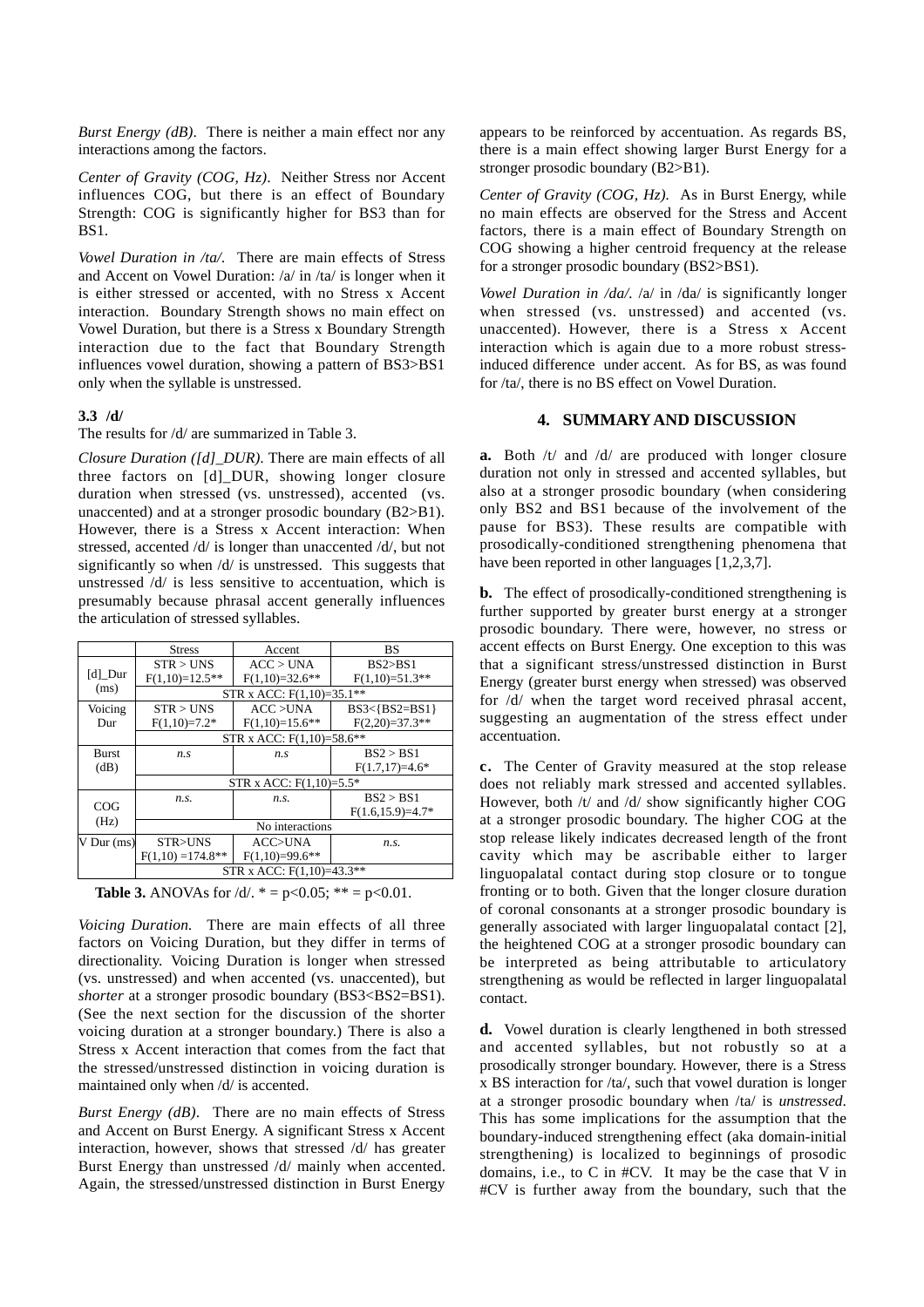*Burst Energy (dB).* There is neither a main effect nor any interactions among the factors.

*Center of Gravity (COG, Hz).* Neither Stress nor Accent influences COG, but there is an effect of Boundary Strength: COG is significantly higher for BS3 than for BS1.

*Vowel Duration in /ta/.* There are main effects of Stress and Accent on Vowel Duration: /a/ in /ta/ is longer when it is either stressed or accented, with no Stress x Accent interaction. Boundary Strength shows no main effect on Vowel Duration, but there is a Stress x Boundary Strength interaction due to the fact that Boundary Strength influences vowel duration, showing a pattern of BS3>BS1 only when the syllable is unstressed.

### 3.3 /d/

The results for /d/ are summarized in Table 3.

*Closure Duration ([d]_DUR).* There are main effects of all three factors on [d]_DUR, showing longer closure duration when stressed (vs. unstressed), accented (vs. unaccented) and at a stronger prosodic boundary (B2>B1). However, there is a Stress x Accent interaction: When stressed, accented /d/ is longer than unaccented /d/, but not significantly so when /d/ is unstressed. This suggests that unstressed /d/ is less sensitive to accentuation, which is presumably because phrasal accent generally influences the articulation of stressed syllables.

| | Stress | Accent | BS |
|---|---|---|---|
| [d]_Dur (ms) | STR > UNS $F(1,10)=12.5$** | ACC > UNA $F(1,10)=32.6$** | BS2>BS1 $F(1,10)=51.3$** |
| | STR x ACC: $F(1,10)=35.1$** | | |
| Voicing Dur | STR > UNS $F(1,10)=7.2$* | ACC >UNA $F(1,10)=15.6$** | BS3<{BS2=BS1} $F(2,20)=37.3$** |
| | STR x ACC: $F(1,10)=58.6$** | | |
| Burst (dB) | *n.s* | *n.s* | BS2 > BS1 $F(1.7,17)=4.6$* |
| | STR x ACC: $F(1,10)=5.5$* | | |
| COG (Hz) | *n.s.* | *n.s.* | BS2 > BS1 $F(1.6,15.9)=4.7$* |
| | No interactions | | |
| V Dur (ms) | STR>UNS $F(1,10)=174.8$** | ACC>UNA $F(1,10)=99.6$** | *n.s.* |
| | STR x ACC: $F(1,10)=43.3$** | | |

**Table 3.** ANOVAs for /d/. * = $p<0.05$; ** = $p<0.01$.

*Voicing Duration.* There are main effects of all three factors on Voicing Duration, but they differ in terms of directionality. Voicing Duration is longer when stressed (vs. unstressed) and when accented (vs. unaccented), but *shorter* at a stronger prosodic boundary (BS3<BS2=BS1). (See the next section for the discussion of the shorter voicing duration at a stronger boundary.) There is also a Stress x Accent interaction that comes from the fact that the stressed/unstressed distinction in voicing duration is maintained only when /d/ is accented.

*Burst Energy (dB).* There are no main effects of Stress and Accent on Burst Energy. A significant Stress x Accent interaction, however, shows that stressed /d/ has greater Burst Energy than unstressed /d/ mainly when accented. Again, the stressed/unstressed distinction in Burst Energy appears to be reinforced by accentuation. As regards BS, there is a main effect showing larger Burst Energy for a stronger prosodic boundary (B2>B1).

*Center of Gravity (COG, Hz).* As in Burst Energy, while no main effects are observed for the Stress and Accent factors, there is a main effect of Boundary Strength on COG showing a higher centroid frequency at the release for a stronger prosodic boundary (BS2>BS1).

*Vowel Duration in /da/.* /a/ in /da/ is significantly longer when stressed (vs. unstressed) and accented (vs. unaccented). However, there is a Stress x Accent interaction which is again due to a more robust stress-induced difference under accent. As for BS, as was found for /ta/, there is no BS effect on Vowel Duration.

## 4. SUMMARY AND DISCUSSION

**a.** Both /t/ and /d/ are produced with longer closure duration not only in stressed and accented syllables, but also at a stronger prosodic boundary (when considering only BS2 and BS1 because of the involvement of the pause for BS3). These results are compatible with prosodically-conditioned strengthening phenomena that have been reported in other languages [1,2,3,7].

**b.** The effect of prosodically-conditioned strengthening is further supported by greater burst energy at a stronger prosodic boundary. There were, however, no stress or accent effects on Burst Energy. One exception to this was that a significant stress/unstressed distinction in Burst Energy (greater burst energy when stressed) was observed for /d/ when the target word received phrasal accent, suggesting an augmentation of the stress effect under accentuation.

**c.** The Center of Gravity measured at the stop release does not reliably mark stressed and accented syllables. However, both /t/ and /d/ show significantly higher COG at a stronger prosodic boundary. The higher COG at the stop release likely indicates decreased length of the front cavity which may be ascribable either to larger linguopalatal contact during stop closure or to tongue fronting or to both. Given that the longer closure duration of coronal consonants at a stronger prosodic boundary is generally associated with larger linguopalatal contact [2], the heightened COG at a stronger prosodic boundary can be interpreted as being attributable to articulatory strengthening as would be reflected in larger linguopalatal contact.

**d.** Vowel duration is clearly lengthened in both stressed and accented syllables, but not robustly so at a prosodically stronger boundary. However, there is a Stress x BS interaction for /ta/, such that vowel duration is longer at a stronger prosodic boundary when /ta/ is *unstressed*. This has some implications for the assumption that the boundary-induced strengthening effect (aka domain-initial strengthening) is localized to beginnings of prosodic domains, i.e., to C in #CV. It may be the case that V in #CV is further away from the boundary, such that the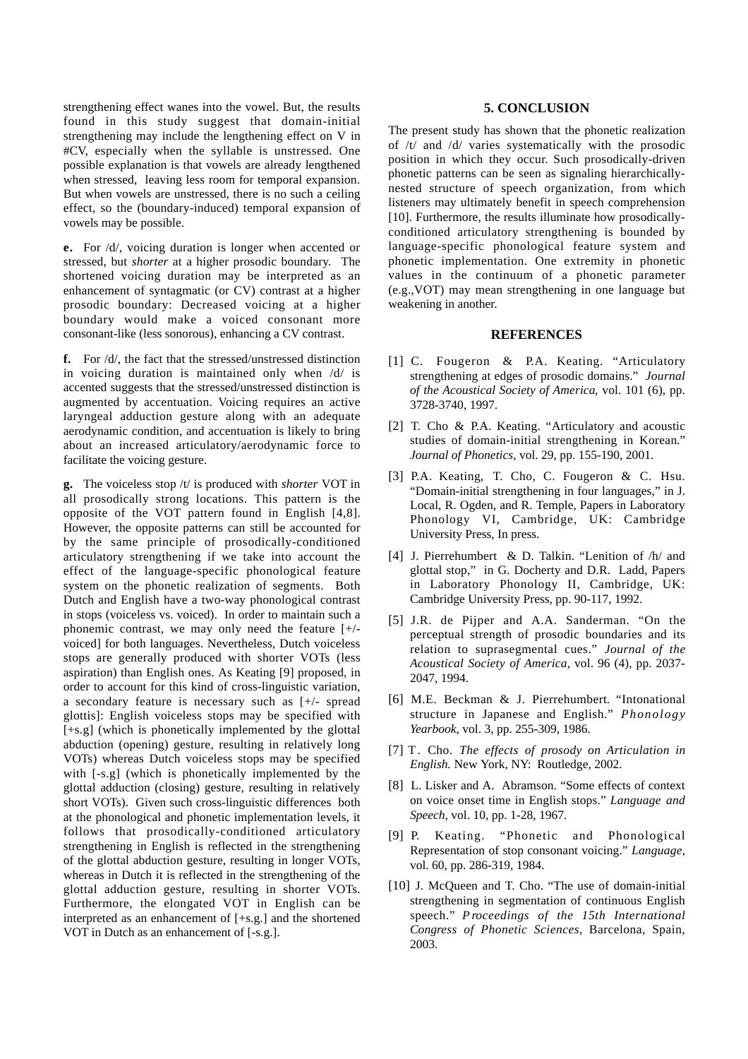strengthening effect wanes into the vowel. But, the results found in this study suggest that domain-initial strengthening may include the lengthening effect on V in #CV, especially when the syllable is unstressed. One possible explanation is that vowels are already lengthened when stressed, leaving less room for temporal expansion. But when vowels are unstressed, there is no such a ceiling effect, so the (boundary-induced) temporal expansion of vowels may be possible.

**e.** For /d/, voicing duration is longer when accented or stressed, but *shorter* at a higher prosodic boundary. The shortened voicing duration may be interpreted as an enhancement of syntagmatic (or CV) contrast at a higher prosodic boundary: Decreased voicing at a higher boundary would make a voiced consonant more consonant-like (less sonorous), enhancing a CV contrast.

**f.** For /d/, the fact that the stressed/unstressed distinction in voicing duration is maintained only when /d/ is accented suggests that the stressed/unstressed distinction is augmented by accentuation. Voicing requires an active laryngeal adduction gesture along with an adequate aerodynamic condition, and accentuation is likely to bring about an increased articulatory/aerodynamic force to facilitate the voicing gesture.

**g.** The voiceless stop /t/ is produced with *shorter* VOT in all prosodically strong locations. This pattern is the opposite of the VOT pattern found in English [4,8]. However, the opposite patterns can still be accounted for by the same principle of prosodically-conditioned articulatory strengthening if we take into account the effect of the language-specific phonological feature system on the phonetic realization of segments. Both Dutch and English have a two-way phonological contrast in stops (voiceless vs. voiced). In order to maintain such a phonemic contrast, we may only need the feature [+/- voiced] for both languages. Nevertheless, Dutch voiceless stops are generally produced with shorter VOTs (less aspiration) than English ones. As Keating [9] proposed, in order to account for this kind of cross-linguistic variation, a secondary feature is necessary such as [+/- spread glottis]: English voiceless stops may be specified with [+s.g] (which is phonetically implemented by the glottal abduction (opening) gesture, resulting in relatively long VOTs) whereas Dutch voiceless stops may be specified with [-s.g] (which is phonetically implemented by the glottal adduction (closing) gesture, resulting in relatively short VOTs). Given such cross-linguistic differences both at the phonological and phonetic implementation levels, it follows that prosodically-conditioned articulatory strengthening in English is reflected in the strengthening of the glottal abduction gesture, resulting in longer VOTs, whereas in Dutch it is reflected in the strengthening of the glottal adduction gesture, resulting in shorter VOTs. Furthermore, the elongated VOT in English can be interpreted as an enhancement of [+s.g.] and the shortened VOT in Dutch as an enhancement of [-s.g.].

## 5. CONCLUSION

The present study has shown that the phonetic realization of /t/ and /d/ varies systematically with the prosodic position in which they occur. Such prosodically-driven phonetic patterns can be seen as signaling hierarchically-nested structure of speech organization, from which listeners may ultimately benefit in speech comprehension [10]. Furthermore, the results illuminate how prosodically-conditioned articulatory strengthening is bounded by language-specific phonological feature system and phonetic implementation. One extremity in phonetic values in the continuum of a phonetic parameter (e.g.,VOT) may mean strengthening in one language but weakening in another.

## REFERENCES

[1] C. Fougeron & P.A. Keating. "Articulatory strengthening at edges of prosodic domains." *Journal of the Acoustical Society of America*, vol. 101 (6), pp. 3728-3740, 1997.

[2] T. Cho & P.A. Keating. "Articulatory and acoustic studies of domain-initial strengthening in Korean." *Journal of Phonetics*, vol. 29, pp. 155-190, 2001.

[3] P.A. Keating, T. Cho, C. Fougeron & C. Hsu. "Domain-initial strengthening in four languages," in J. Local, R. Ogden, and R. Temple, Papers in Laboratory Phonology VI, Cambridge, UK: Cambridge University Press, In press.

[4] J. Pierrehumbert & D. Talkin. "Lenition of /h/ and glottal stop," in G. Docherty and D.R. Ladd, Papers in Laboratory Phonology II, Cambridge, UK: Cambridge University Press, pp. 90-117, 1992.

[5] J.R. de Pijper and A.A. Sanderman. "On the perceptual strength of prosodic boundaries and its relation to suprasegmental cues." *Journal of the Acoustical Society of America*, vol. 96 (4), pp. 2037-2047, 1994.

[6] M.E. Beckman & J. Pierrehumbert. "Intonational structure in Japanese and English." *Phonology Yearbook*, vol. 3, pp. 255-309, 1986.

[7] T. Cho. *The effects of prosody on Articulation in English.* New York, NY: Routledge, 2002.

[8] L. Lisker and A. Abramson. "Some effects of context on voice onset time in English stops." *Language and Speech*, vol. 10, pp. 1-28, 1967.

[9] P. Keating. "Phonetic and Phonological Representation of stop consonant voicing." *Language*, vol. 60, pp. 286-319, 1984.

[10] J. McQueen and T. Cho. "The use of domain-initial strengthening in segmentation of continuous English speech." *Proceedings of the 15th International Congress of Phonetic Sciences*, Barcelona, Spain, 2003.